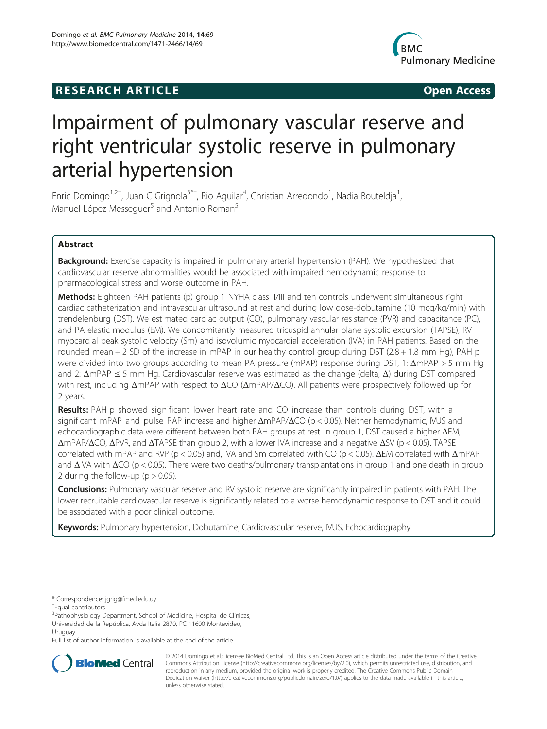RESEARCH ARTICLE

Open Access

# Impairment of pulmonary vascular reserve and right ventricular systolic reserve in pulmonary arterial hypertension

Enric Domingo[1,2†], Juan C Grignola[3*†], Rio Aguilar[4], Christian Arredondo[1], Nadia Bouteldja[1], Manuel López Messeguer[5] and Antonio Roman[5]

## Abstract

**Background:** Exercise capacity is impaired in pulmonary arterial hypertension (PAH). We hypothesized that cardiovascular reserve abnormalities would be associated with impaired hemodynamic response to pharmacological stress and worse outcome in PAH.

**Methods:** Eighteen PAH patients (p) group 1 NYHA class II/III and ten controls underwent simultaneous right cardiac catheterization and intravascular ultrasound at rest and during low dose-dobutamine (10 mcg/kg/min) with trendelenburg (DST). We estimated cardiac output (CO), pulmonary vascular resistance (PVR) and capacitance (PC), and PA elastic modulus (EM). We concomitantly measured tricuspid annular plane systolic excursion (TAPSE), RV myocardial peak systolic velocity (Sm) and isovolumic myocardial acceleration (IVA) in PAH patients. Based on the rounded mean + 2 SD of the increase in mPAP in our healthy control group during DST (2.8 + 1.8 mm Hg), PAH p were divided into two groups according to mean PA pressure (mPAP) response during DST, 1: ΔmPAP > 5 mm Hg and 2: ΔmPAP ≤ 5 mm Hg. Cardiovascular reserve was estimated as the change (delta, Δ) during DST compared with rest, including ΔmPAP with respect to ΔCO (ΔmPAP/ΔCO). All patients were prospectively followed up for 2 years.

**Results:** PAH p showed significant lower heart rate and CO increase than controls during DST, with a significant mPAP and pulse PAP increase and higher ΔmPAP/ΔCO ($p < 0.05$). Neither hemodynamic, IVUS and echocardiographic data were different between both PAH groups at rest. In group 1, DST caused a higher ΔEM, ΔmPAP/ΔCO, ΔPVR, and ΔTAPSE than group 2, with a lower IVA increase and a negative ΔSV ($p < 0.05$). TAPSE correlated with mPAP and RVP ($p < 0.05$) and, IVA and Sm correlated with CO ($p < 0.05$). ΔEM correlated with ΔmPAP and ΔIVA with ΔCO ($p < 0.05$). There were two deaths/pulmonary transplantations in group 1 and one death in group 2 during the follow-up ($p > 0.05$).

**Conclusions:** Pulmonary vascular reserve and RV systolic reserve are significantly impaired in patients with PAH. The lower recruitable cardiovascular reserve is significantly related to a worse hemodynamic response to DST and it could be associated with a poor clinical outcome.

**Keywords:** Pulmonary hypertension, Dobutamine, Cardiovascular reserve, IVUS, Echocardiography

\* Correspondence: jgrig@fmed.edu.uy

†Equal contributors

[3]Pathophysiology Department, School of Medicine, Hospital de Clínicas, Universidad de la República, Avda Italia 2870, PC 11600 Montevideo, Uruguay

Full list of author information is available at the end of the article

© 2014 Domingo et al.; licensee BioMed Central Ltd. This is an Open Access article distributed under the terms of the Creative Commons Attribution License (http://creativecommons.org/licenses/by/2.0), which permits unrestricted use, distribution, and reproduction in any medium, provided the original work is properly credited. The Creative Commons Public Domain Dedication waiver (http://creativecommons.org/publicdomain/zero/1.0/) applies to the data made available in this article, unless otherwise stated.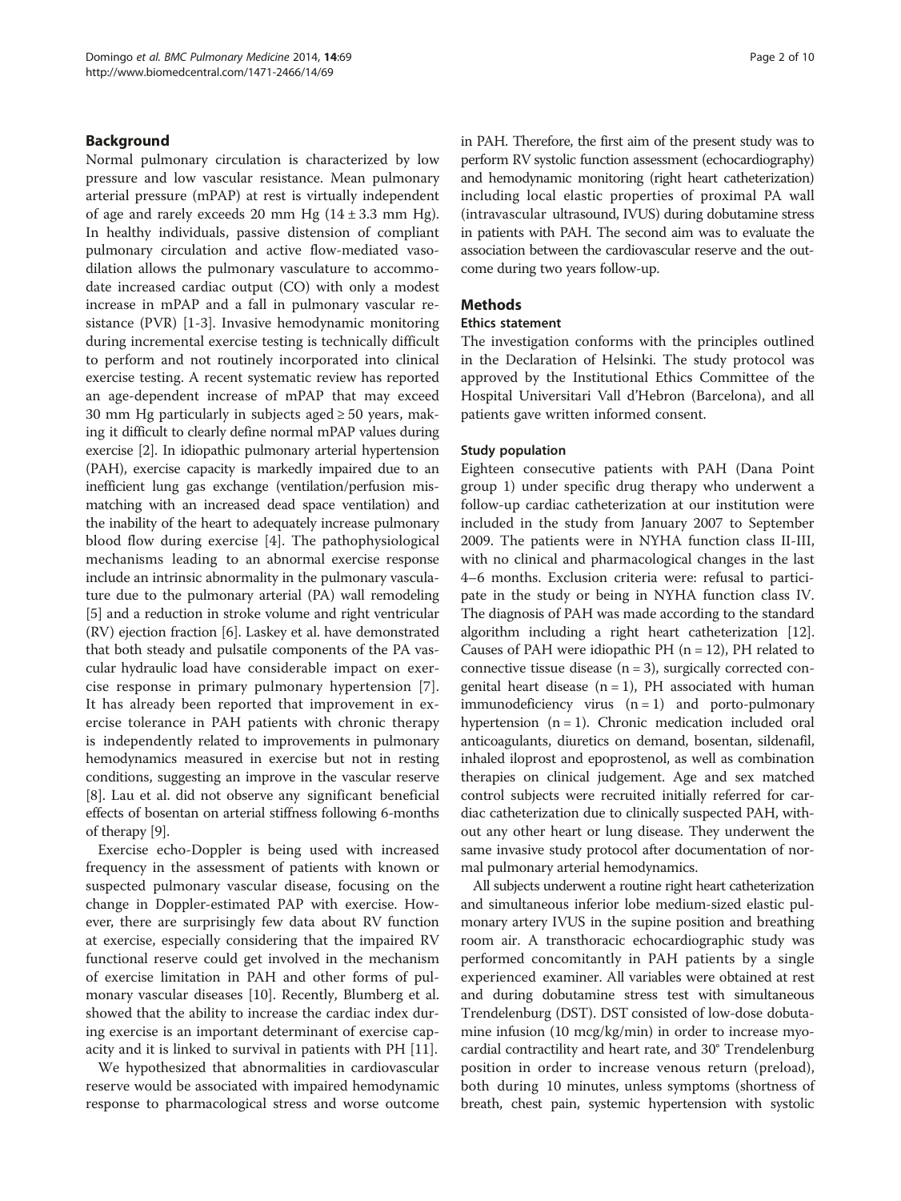## Background

Normal pulmonary circulation is characterized by low pressure and low vascular resistance. Mean pulmonary arterial pressure (mPAP) at rest is virtually independent of age and rarely exceeds 20 mm Hg (14 ± 3.3 mm Hg). In healthy individuals, passive distension of compliant pulmonary circulation and active flow-mediated vasodilation allows the pulmonary vasculature to accommodate increased cardiac output (CO) with only a modest increase in mPAP and a fall in pulmonary vascular resistance (PVR) [1-3]. Invasive hemodynamic monitoring during incremental exercise testing is technically difficult to perform and not routinely incorporated into clinical exercise testing. A recent systematic review has reported an age-dependent increase of mPAP that may exceed 30 mm Hg particularly in subjects aged ≥ 50 years, making it difficult to clearly define normal mPAP values during exercise [2]. In idiopathic pulmonary arterial hypertension (PAH), exercise capacity is markedly impaired due to an inefficient lung gas exchange (ventilation/perfusion mismatching with an increased dead space ventilation) and the inability of the heart to adequately increase pulmonary blood flow during exercise [4]. The pathophysiological mechanisms leading to an abnormal exercise response include an intrinsic abnormality in the pulmonary vasculature due to the pulmonary arterial (PA) wall remodeling [5] and a reduction in stroke volume and right ventricular (RV) ejection fraction [6]. Laskey et al. have demonstrated that both steady and pulsatile components of the PA vascular hydraulic load have considerable impact on exercise response in primary pulmonary hypertension [7]. It has already been reported that improvement in exercise tolerance in PAH patients with chronic therapy is independently related to improvements in pulmonary hemodynamics measured in exercise but not in resting conditions, suggesting an improve in the vascular reserve [8]. Lau et al. did not observe any significant beneficial effects of bosentan on arterial stiffness following 6-months of therapy [9].

Exercise echo-Doppler is being used with increased frequency in the assessment of patients with known or suspected pulmonary vascular disease, focusing on the change in Doppler-estimated PAP with exercise. However, there are surprisingly few data about RV function at exercise, especially considering that the impaired RV functional reserve could get involved in the mechanism of exercise limitation in PAH and other forms of pulmonary vascular diseases [10]. Recently, Blumberg et al. showed that the ability to increase the cardiac index during exercise is an important determinant of exercise capacity and it is linked to survival in patients with PH [11].

We hypothesized that abnormalities in cardiovascular reserve would be associated with impaired hemodynamic response to pharmacological stress and worse outcome in PAH. Therefore, the first aim of the present study was to perform RV systolic function assessment (echocardiography) and hemodynamic monitoring (right heart catheterization) including local elastic properties of proximal PA wall (intravascular ultrasound, IVUS) during dobutamine stress in patients with PAH. The second aim was to evaluate the association between the cardiovascular reserve and the outcome during two years follow-up.

## Methods

### Ethics statement

The investigation conforms with the principles outlined in the Declaration of Helsinki. The study protocol was approved by the Institutional Ethics Committee of the Hospital Universitari Vall d'Hebron (Barcelona), and all patients gave written informed consent.

### Study population

Eighteen consecutive patients with PAH (Dana Point group 1) under specific drug therapy who underwent a follow-up cardiac catheterization at our institution were included in the study from January 2007 to September 2009. The patients were in NYHA function class II-III, with no clinical and pharmacological changes in the last 4–6 months. Exclusion criteria were: refusal to participate in the study or being in NYHA function class IV. The diagnosis of PAH was made according to the standard algorithm including a right heart catheterization [12]. Causes of PAH were idiopathic PH (n = 12), PH related to connective tissue disease (n = 3), surgically corrected congenital heart disease (n = 1), PH associated with human immunodeficiency virus (n = 1) and porto-pulmonary hypertension (n = 1). Chronic medication included oral anticoagulants, diuretics on demand, bosentan, sildenafil, inhaled iloprost and epoprostenol, as well as combination therapies on clinical judgement. Age and sex matched control subjects were recruited initially referred for cardiac catheterization due to clinically suspected PAH, without any other heart or lung disease. They underwent the same invasive study protocol after documentation of normal pulmonary arterial hemodynamics.

All subjects underwent a routine right heart catheterization and simultaneous inferior lobe medium-sized elastic pulmonary artery IVUS in the supine position and breathing room air. A transthoracic echocardiographic study was performed concomitantly in PAH patients by a single experienced examiner. All variables were obtained at rest and during dobutamine stress test with simultaneous Trendelenburg (DST). DST consisted of low-dose dobutamine infusion (10 mcg/kg/min) in order to increase myocardial contractility and heart rate, and 30° Trendelenburg position in order to increase venous return (preload), both during 10 minutes, unless symptoms (shortness of breath, chest pain, systemic hypertension with systolic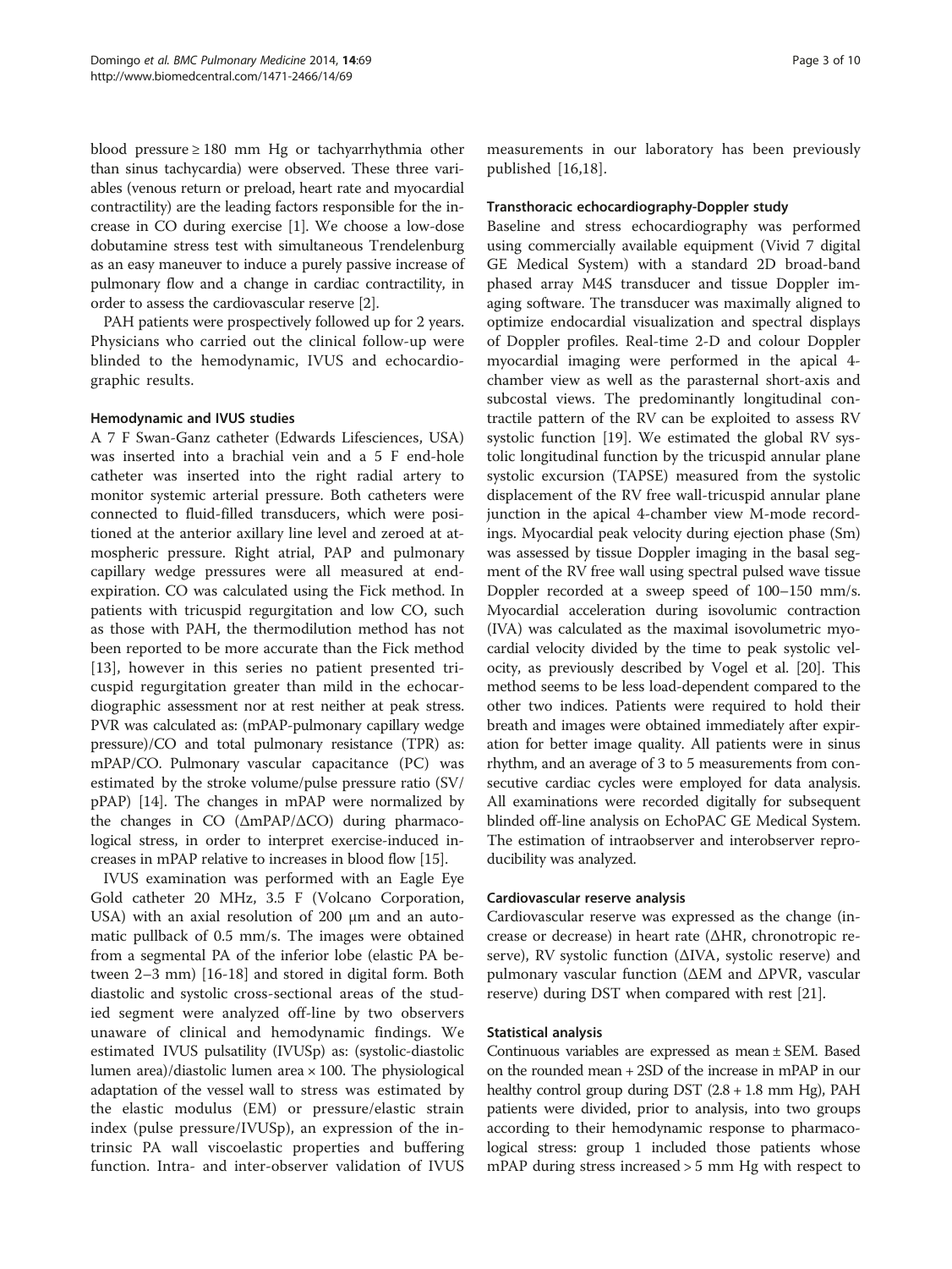blood pressure ≥ 180 mm Hg or tachyarrhythmia other than sinus tachycardia) were observed. These three variables (venous return or preload, heart rate and myocardial contractility) are the leading factors responsible for the increase in CO during exercise [1]. We choose a low-dose dobutamine stress test with simultaneous Trendelenburg as an easy maneuver to induce a purely passive increase of pulmonary flow and a change in cardiac contractility, in order to assess the cardiovascular reserve [2].

PAH patients were prospectively followed up for 2 years. Physicians who carried out the clinical follow-up were blinded to the hemodynamic, IVUS and echocardiographic results.

### Hemodynamic and IVUS studies

A 7 F Swan-Ganz catheter (Edwards Lifesciences, USA) was inserted into a brachial vein and a 5 F end-hole catheter was inserted into the right radial artery to monitor systemic arterial pressure. Both catheters were connected to fluid-filled transducers, which were positioned at the anterior axillary line level and zeroed at atmospheric pressure. Right atrial, PAP and pulmonary capillary wedge pressures were all measured at end-expiration. CO was calculated using the Fick method. In patients with tricuspid regurgitation and low CO, such as those with PAH, the thermodilution method has not been reported to be more accurate than the Fick method [13], however in this series no patient presented tricuspid regurgitation greater than mild in the echocardiographic assessment nor at rest neither at peak stress. PVR was calculated as: (mPAP-pulmonary capillary wedge pressure)/CO and total pulmonary resistance (TPR) as: mPAP/CO. Pulmonary vascular capacitance (PC) was estimated by the stroke volume/pulse pressure ratio (SV/pPAP) [14]. The changes in mPAP were normalized by the changes in CO (ΔmPAP/ΔCO) during pharmacological stress, in order to interpret exercise-induced increases in mPAP relative to increases in blood flow [15].

IVUS examination was performed with an Eagle Eye Gold catheter 20 MHz, 3.5 F (Volcano Corporation, USA) with an axial resolution of 200 μm and an automatic pullback of 0.5 mm/s. The images were obtained from a segmental PA of the inferior lobe (elastic PA between 2–3 mm) [16-18] and stored in digital form. Both diastolic and systolic cross-sectional areas of the studied segment were analyzed off-line by two observers unaware of clinical and hemodynamic findings. We estimated IVUS pulsatility (IVUSp) as: (systolic-diastolic lumen area)/diastolic lumen area × 100. The physiological adaptation of the vessel wall to stress was estimated by the elastic modulus (EM) or pressure/elastic strain index (pulse pressure/IVUSp), an expression of the intrinsic PA wall viscoelastic properties and buffering function. Intra- and inter-observer validation of IVUS measurements in our laboratory has been previously published [16,18].

### Transthoracic echocardiography-Doppler study

Baseline and stress echocardiography was performed using commercially available equipment (Vivid 7 digital GE Medical System) with a standard 2D broad-band phased array M4S transducer and tissue Doppler imaging software. The transducer was maximally aligned to optimize endocardial visualization and spectral displays of Doppler profiles. Real-time 2-D and colour Doppler myocardial imaging were performed in the apical 4-chamber view as well as the parasternal short-axis and subcostal views. The predominantly longitudinal contractile pattern of the RV can be exploited to assess RV systolic function [19]. We estimated the global RV systolic longitudinal function by the tricuspid annular plane systolic excursion (TAPSE) measured from the systolic displacement of the RV free wall-tricuspid annular plane junction in the apical 4-chamber view M-mode recordings. Myocardial peak velocity during ejection phase (Sm) was assessed by tissue Doppler imaging in the basal segment of the RV free wall using spectral pulsed wave tissue Doppler recorded at a sweep speed of 100–150 mm/s. Myocardial acceleration during isovolumic contraction (IVA) was calculated as the maximal isovolumetric myocardial velocity divided by the time to peak systolic velocity, as previously described by Vogel et al. [20]. This method seems to be less load-dependent compared to the other two indices. Patients were required to hold their breath and images were obtained immediately after expiration for better image quality. All patients were in sinus rhythm, and an average of 3 to 5 measurements from consecutive cardiac cycles were employed for data analysis. All examinations were recorded digitally for subsequent blinded off-line analysis on EchoPAC GE Medical System. The estimation of intraobserver and interobserver reproducibility was analyzed.

### Cardiovascular reserve analysis

Cardiovascular reserve was expressed as the change (increase or decrease) in heart rate (ΔHR, chronotropic reserve), RV systolic function (ΔIVA, systolic reserve) and pulmonary vascular function (ΔEM and ΔPVR, vascular reserve) during DST when compared with rest [21].

### Statistical analysis

Continuous variables are expressed as mean ± SEM. Based on the rounded mean + 2SD of the increase in mPAP in our healthy control group during DST (2.8 + 1.8 mm Hg), PAH patients were divided, prior to analysis, into two groups according to their hemodynamic response to pharmacological stress: group 1 included those patients whose mPAP during stress increased > 5 mm Hg with respect to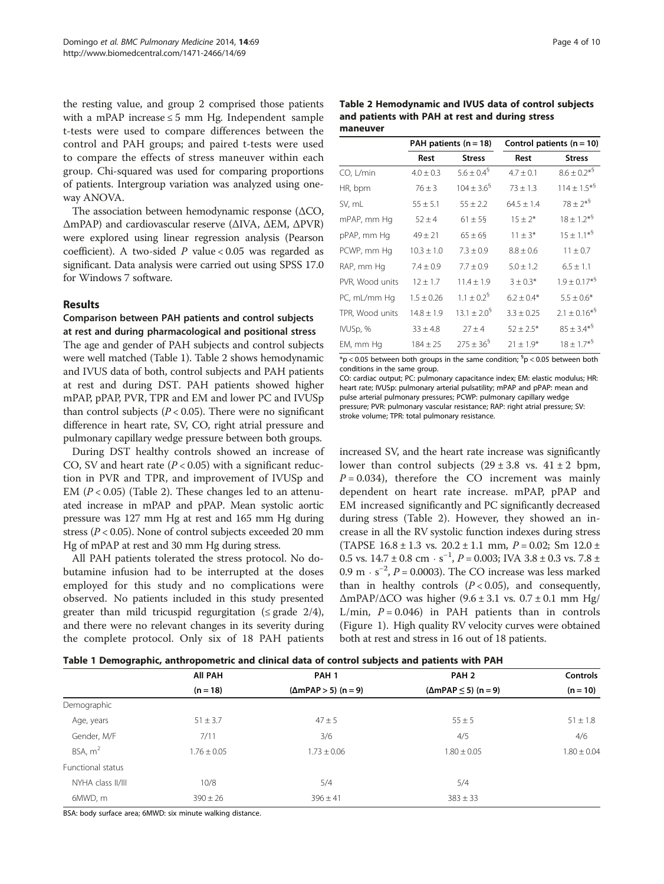the resting value, and group 2 comprised those patients with a mPAP increase ≤ 5 mm Hg. Independent sample t-tests were used to compare differences between the control and PAH groups; and paired t-tests were used to compare the effects of stress maneuver within each group. Chi-squared was used for comparing proportions of patients. Intergroup variation was analyzed using one-way ANOVA.

The association between hemodynamic response (ΔCO, ΔmPAP) and cardiovascular reserve (ΔIVA, ΔEM, ΔPVR) were explored using linear regression analysis (Pearson coefficient). A two-sided $P$ value < 0.05 was regarded as significant. Data analysis were carried out using SPSS 17.0 for Windows 7 software.

## Results

### Comparison between PAH patients and control subjects at rest and during pharmacological and positional stress

The age and gender of PAH subjects and control subjects were well matched (Table 1). Table 2 shows hemodynamic and IVUS data of both, control subjects and PAH patients at rest and during DST. PAH patients showed higher mPAP, pPAP, PVR, TPR and EM and lower PC and IVUSp than control subjects ($P < 0.05$). There were no significant difference in heart rate, SV, CO, right atrial pressure and pulmonary capillary wedge pressure between both groups.

During DST healthy controls showed an increase of CO, SV and heart rate ($P < 0.05$) with a significant reduction in PVR and TPR, and improvement of IVUSp and EM ($P < 0.05$) (Table 2). These changes led to an attenuated increase in mPAP and pPAP. Mean systolic aortic pressure was 127 mm Hg at rest and 165 mm Hg during stress ($P < 0.05$). None of control subjects exceeded 20 mm Hg of mPAP at rest and 30 mm Hg during stress.

All PAH patients tolerated the stress protocol. No dobutamine infusion had to be interrupted at the doses employed for this study and no complications were observed. No patients included in this study presented greater than mild tricuspid regurgitation (≤ grade 2/4), and there were no relevant changes in its severity during the complete protocol. Only six of 18 PAH patients increased SV, and the heart rate increase was significantly lower than control subjects (29 ± 3.8 vs. 41 ± 2 bpm, $P = 0.034$), therefore the CO increment was mainly dependent on heart rate increase. mPAP, pPAP and EM increased significantly and PC significantly decreased during stress (Table 2). However, they showed an increase in all the RV systolic function indexes during stress (TAPSE 16.8 ± 1.3 vs. 20.2 ± 1.1 mm, $P = 0.02$; Sm 12.0 ± 0.5 vs. 14.7 ± 0.8 cm · s$^{-1}$, $P = 0.003$; IVA 3.8 ± 0.3 vs. 7.8 ± 0.9 m · s$^{-2}$, $P = 0.0003$). The CO increase was less marked than in healthy controls ($P < 0.05$), and consequently, ΔmPAP/ΔCO was higher (9.6 ± 3.1 vs. 0.7 ± 0.1 mm Hg/ L/min, $P = 0.046$) in PAH patients than in controls (Figure 1). High quality RV velocity curves were obtained both at rest and stress in 16 out of 18 patients.

**Table 2 Hemodynamic and IVUS data of control subjects and patients with PAH at rest and during stress maneuver**

| | PAH patients (n = 18) | | Control patients (n = 10) | |
|---|---|---|---|---|
| | Rest | Stress | Rest | Stress |
| CO, L/min | 4.0 ± 0.3 | 5.6 ± 0.4§ | 4.7 ± 0.1 | 8.6 ± 0.2*§ |
| HR, bpm | 76 ± 3 | 104 ± 3.6§ | 73 ± 1.3 | 114 ± 1.5*§ |
| SV, mL | 55 ± 5.1 | 55 ± 2.2 | 64.5 ± 1.4 | 78 ± 2*§ |
| mPAP, mm Hg | 52 ± 4 | 61 ± 5§ | 15 ± 2* | 18 ± 1.2*§ |
| pPAP, mm Hg | 49 ± 21 | 65 ± 6§ | 11 ± 3* | 15 ± 1.1*§ |
| PCWP, mm Hg | 10.3 ± 1.0 | 7.3 ± 0.9 | 8.8 ± 0.6 | 11 ± 0.7 |
| RAP, mm Hg | 7.4 ± 0.9 | 7.7 ± 0.9 | 5.0 ± 1.2 | 6.5 ± 1.1 |
| PVR, Wood units | 12 ± 1.7 | 11.4 ± 1.9 | 3 ± 0.3* | 1.9 ± 0.17*§ |
| PC, mL/mm Hg | 1.5 ± 0.26 | 1.1 ± 0.2§ | 6.2 ± 0.4* | 5.5 ± 0.6* |
| TPR, Wood units | 14.8 ± 1.9 | 13.1 ± 2.0§ | 3.3 ± 0.25 | 2.1 ± 0.16*§ |
| IVUSp, % | 33 ± 4.8 | 27 ± 4 | 52 ± 2.5* | 85 ± 3.4*§ |
| EM, mm Hg | 184 ± 25 | 275 ± 36§ | 21 ± 1.9* | 18 ± 1.7*§ |

*p < 0.05 between both groups in the same condition; §p < 0.05 between both conditions in the same group.

CO: cardiac output; PC: pulmonary capacitance index; EM: elastic modulus; HR: heart rate; IVUSp: pulmonary arterial pulsatility; mPAP and pPAP: mean and pulse arterial pulmonary pressures; PCWP: pulmonary capillary wedge pressure; PVR: pulmonary vascular resistance; RAP: right atrial pressure; SV: stroke volume; TPR: total pulmonary resistance.

**Table 1 Demographic, anthropometric and clinical data of control subjects and patients with PAH**

| | All PAH | PAH 1 | PAH 2 | Controls |
|---|---|---|---|---|
| | (n = 18) | (ΔmPAP > 5) (n = 9) | (ΔmPAP ≤ 5) (n = 9) | (n = 10) |
| Demographic | | | | |
| Age, years | 51 ± 3.7 | 47 ± 5 | 55 ± 5 | 51 ± 1.8 |
| Gender, M/F | 7/11 | 3/6 | 4/5 | 4/6 |
| BSA, m$^2$ | 1.76 ± 0.05 | 1.73 ± 0.06 | 1.80 ± 0.05 | 1.80 ± 0.04 |
| Functional status | | | | |
| NYHA class II/III | 10/8 | 5/4 | 5/4 | |
| 6MWD, m | 390 ± 26 | 396 ± 41 | 383 ± 33 | |

BSA: body surface area; 6MWD: six minute walking distance.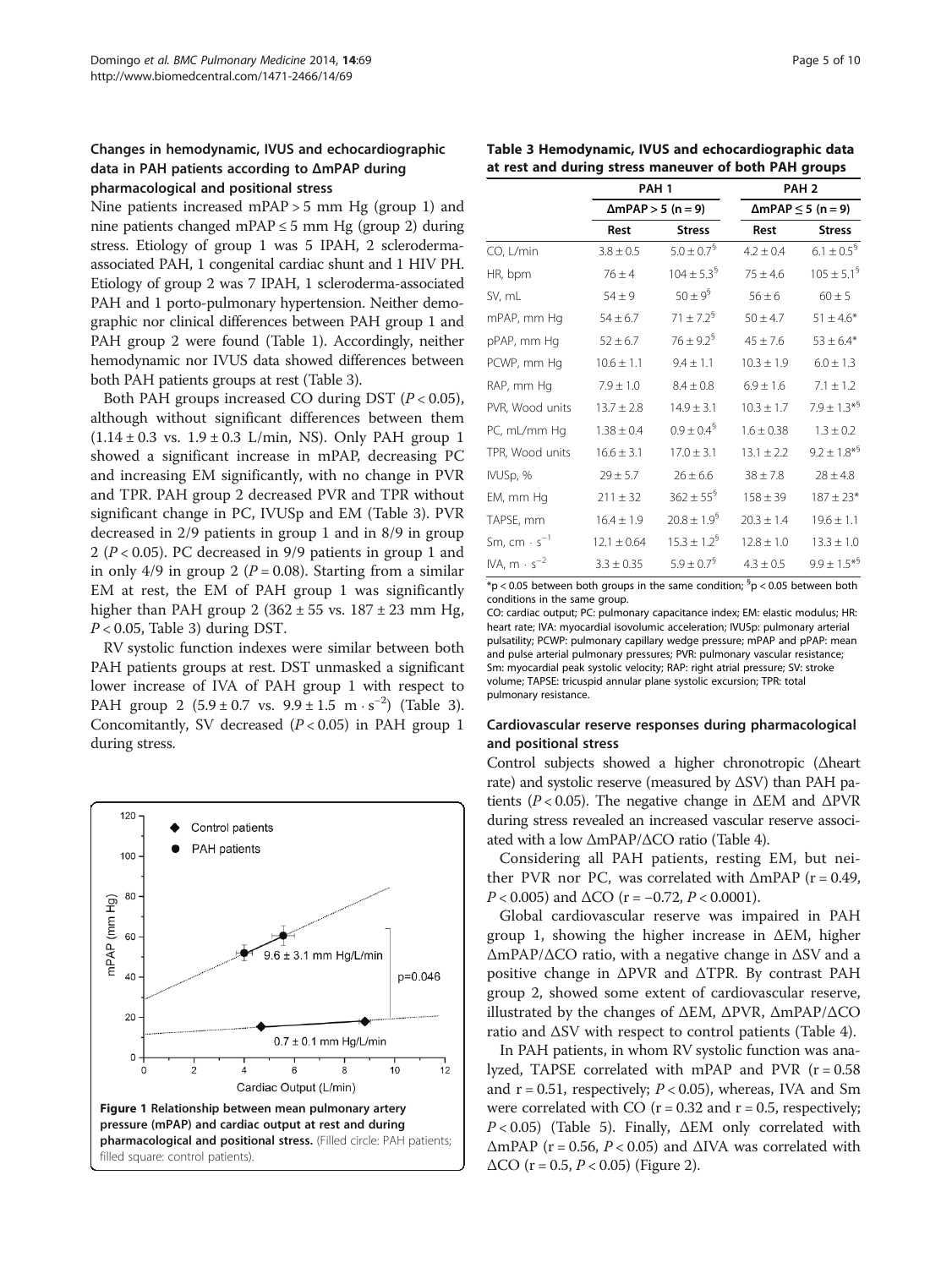### Changes in hemodynamic, IVUS and echocardiographic data in PAH patients according to ΔmPAP during pharmacological and positional stress

Nine patients increased mPAP > 5 mm Hg (group 1) and nine patients changed mPAP ≤ 5 mm Hg (group 2) during stress. Etiology of group 1 was 5 IPAH, 2 scleroderma-associated PAH, 1 congenital cardiac shunt and 1 HIV PH. Etiology of group 2 was 7 IPAH, 1 scleroderma-associated PAH and 1 porto-pulmonary hypertension. Neither demographic nor clinical differences between PAH group 1 and PAH group 2 were found (Table 1). Accordingly, neither hemodynamic nor IVUS data showed differences between both PAH patients groups at rest (Table 3).

Both PAH groups increased CO during DST ($P < 0.05$), although without significant differences between them (1.14 ± 0.3 vs. 1.9 ± 0.3 L/min, NS). Only PAH group 1 showed a significant increase in mPAP, decreasing PC and increasing EM significantly, with no change in PVR and TPR. PAH group 2 decreased PVR and TPR without significant change in PC, IVUSp and EM (Table 3). PVR decreased in 2/9 patients in group 1 and in 8/9 in group 2 ($P < 0.05$). PC decreased in 9/9 patients in group 1 and in only 4/9 in group 2 ($P = 0.08$). Starting from a similar EM at rest, the EM of PAH group 1 was significantly higher than PAH group 2 (362 ± 55 vs. 187 ± 23 mm Hg, $P < 0.05$, Table 3) during DST.

RV systolic function indexes were similar between both PAH patients groups at rest. DST unmasked a significant lower increase of IVA of PAH group 1 with respect to PAH group 2 (5.9 ± 0.7 vs. 9.9 ± 1.5 $m \cdot s^{-2}$) (Table 3). Concomitantly, SV decreased ($P < 0.05$) in PAH group 1 during stress.

Figure 1 Relationship between mean pulmonary artery pressure (mPAP) and cardiac output at rest and during pharmacological and positional stress. (Filled circle: PAH patients; filled square: control patients).

**Table 3 Hemodynamic, IVUS and echocardiographic data at rest and during stress maneuver of both PAH groups**

| | PAH 1 | | PAH 2 | |
|---|---|---|---|---|
| | ΔmPAP > 5 (n = 9) | | ΔmPAP ≤ 5 (n = 9) | |
| | Rest | Stress | Rest | Stress |
| CO, L/min | 3.8 ± 0.5 | 5.0 ± 0.7[§] | 4.2 ± 0.4 | 6.1 ± 0.5[§] |
| HR, bpm | 76 ± 4 | 104 ± 5.3[§] | 75 ± 4.6 | 105 ± 5.1[§] |
| SV, mL | 54 ± 9 | 50 ± 9[§] | 56 ± 6 | 60 ± 5 |
| mPAP, mm Hg | 54 ± 6.7 | 71 ± 7.2[§] | 50 ± 4.7 | 51 ± 4.6* |
| pPAP, mm Hg | 52 ± 6.7 | 76 ± 9.2[§] | 45 ± 7.6 | 53 ± 6.4* |
| PCWP, mm Hg | 10.6 ± 1.1 | 9.4 ± 1.1 | 10.3 ± 1.9 | 6.0 ± 1.3 |
| RAP, mm Hg | 7.9 ± 1.0 | 8.4 ± 0.8 | 6.9 ± 1.6 | 7.1 ± 1.2 |
| PVR, Wood units | 13.7 ± 2.8 | 14.9 ± 3.1 | 10.3 ± 1.7 | 7.9 ± 1.3*[§] |
| PC, mL/mm Hg | 1.38 ± 0.4 | 0.9 ± 0.4[§] | 1.6 ± 0.38 | 1.3 ± 0.2 |
| TPR, Wood units | 16.6 ± 3.1 | 17.0 ± 3.1 | 13.1 ± 2.2 | 9.2 ± 1.8*[§] |
| IVUSp, % | 29 ± 5.7 | 26 ± 6.6 | 38 ± 7.8 | 28 ± 4.8 |
| EM, mm Hg | 211 ± 32 | 362 ± 55[§] | 158 ± 39 | 187 ± 23* |
| TAPSE, mm | 16.4 ± 1.9 | 20.8 ± 1.9[§] | 20.3 ± 1.4 | 19.6 ± 1.1 |
| Sm, $cm \cdot s^{-1}$ | 12.1 ± 0.64 | 15.3 ± 1.2[§] | 12.8 ± 1.0 | 13.3 ± 1.0 |
| IVA, $m \cdot s^{-2}$ | 3.3 ± 0.35 | 5.9 ± 0.7[§] | 4.3 ± 0.5 | 9.9 ± 1.5*[§] |

*p < 0.05 between both groups in the same condition; [§]p < 0.05 between both conditions in the same group.

CO: cardiac output; PC: pulmonary capacitance index; EM: elastic modulus; HR: heart rate; IVA: myocardial isovolumic acceleration; IVUSp: pulmonary arterial pulsatility; PCWP: pulmonary capillary wedge pressure; mPAP and pPAP: mean and pulse arterial pulmonary pressures; PVR: pulmonary vascular resistance; Sm: myocardial peak systolic velocity; RAP: right atrial pressure; SV: stroke volume; TAPSE: tricuspid annular plane systolic excursion; TPR: total pulmonary resistance.

### Cardiovascular reserve responses during pharmacological and positional stress

Control subjects showed a higher chronotropic (Δheart rate) and systolic reserve (measured by ΔSV) than PAH patients ($P < 0.05$). The negative change in ΔEM and ΔPVR during stress revealed an increased vascular reserve associated with a low ΔmPAP/ΔCO ratio (Table 4).

Considering all PAH patients, resting EM, but neither PVR nor PC, was correlated with ΔmPAP ($r = 0.49$, $P < 0.005$) and ΔCO ($r = -0.72$, $P < 0.0001$).

Global cardiovascular reserve was impaired in PAH group 1, showing the higher increase in ΔEM, higher ΔmPAP/ΔCO ratio, with a negative change in ΔSV and a positive change in ΔPVR and ΔTPR. By contrast PAH group 2, showed some extent of cardiovascular reserve, illustrated by the changes of ΔEM, ΔPVR, ΔmPAP/ΔCO ratio and ΔSV with respect to control patients (Table 4).

In PAH patients, in whom RV systolic function was analyzed, TAPSE correlated with mPAP and PVR ($r = 0.58$ and $r = 0.51$, respectively; $P < 0.05$), whereas, IVA and Sm were correlated with CO ($r = 0.32$ and $r = 0.5$, respectively; $P < 0.05$) (Table 5). Finally, ΔEM only correlated with ΔmPAP ($r = 0.56$, $P < 0.05$) and ΔIVA was correlated with ΔCO ($r = 0.5$, $P < 0.05$) (Figure 2).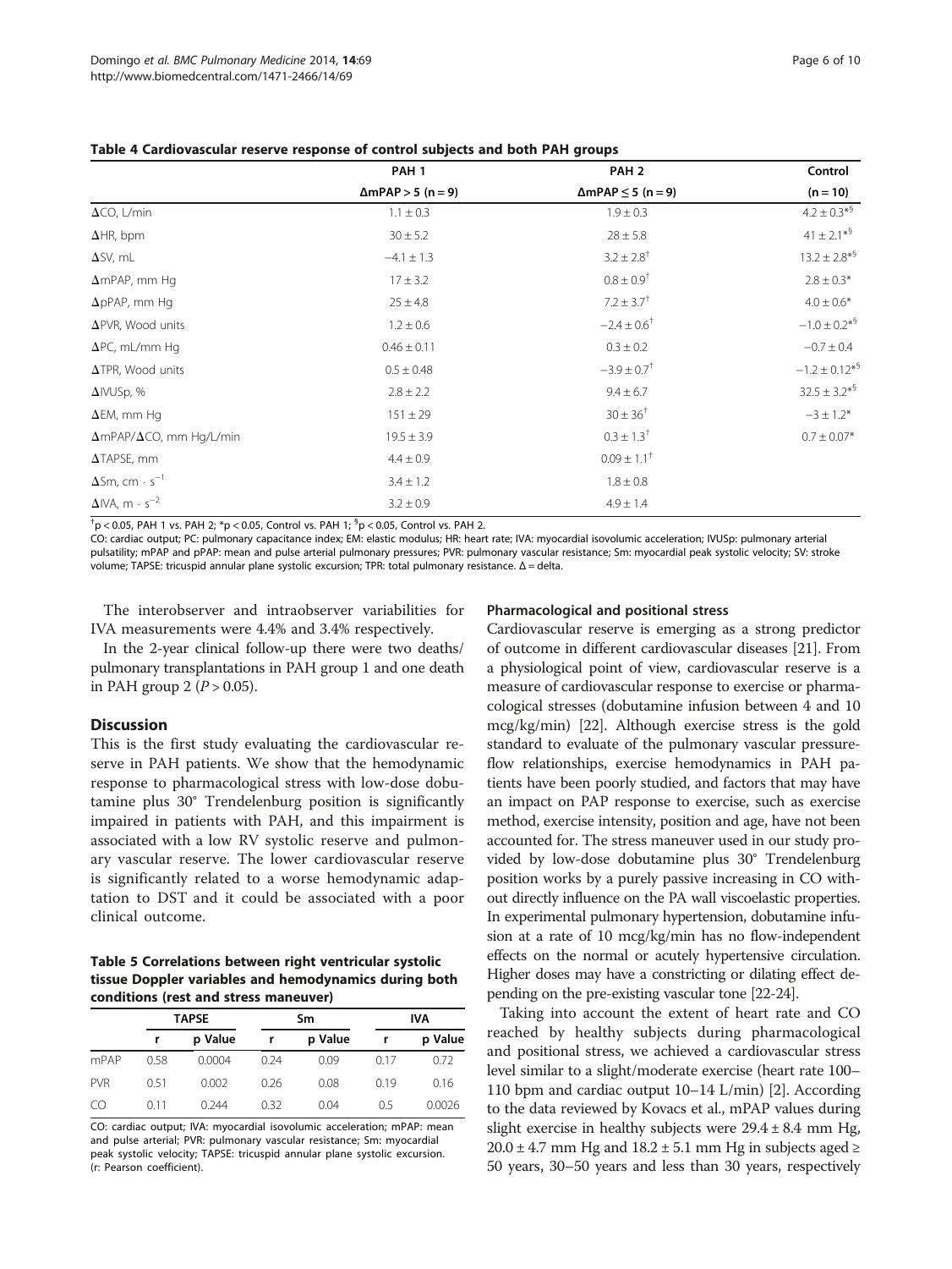**Table 4 Cardiovascular reserve response of control subjects and both PAH groups**

| | PAH 1 | PAH 2 | Control |
|---|---|---|---|
| | ΔmPAP > 5 (n = 9) | ΔmPAP ≤ 5 (n = 9) | (n = 10) |
| ΔCO, L/min | 1.1 ± 0.3 | 1.9 ± 0.3 | 4.2 ± 0.3*§ |
| ΔHR, bpm | 30 ± 5.2 | 28 ± 5.8 | 41 ± 2.1*§ |
| ΔSV, mL | −4.1 ± 1.3 | 3.2 ± 2.8† | 13.2 ± 2.8*§ |
| ΔmPAP, mm Hg | 17 ± 3.2 | 0.8 ± 0.9† | 2.8 ± 0.3* |
| ΔpPAP, mm Hg | 25 ± 4.8 | 7.2 ± 3.7† | 4.0 ± 0.6* |
| ΔPVR, Wood units | 1.2 ± 0.6 | −2.4 ± 0.6† | −1.0 ± 0.2*§ |
| ΔPC, mL/mm Hg | 0.46 ± 0.11 | 0.3 ± 0.2 | −0.7 ± 0.4 |
| ΔTPR, Wood units | 0.5 ± 0.48 | −3.9 ± 0.7† | −1.2 ± 0.12*§ |
| ΔIVUSp, % | 2.8 ± 2.2 | 9.4 ± 6.7 | 32.5 ± 3.2*§ |
| ΔEM, mm Hg | 151 ± 29 | 30 ± 36† | −3 ± 1.2* |
| ΔmPAP/ΔCO, mm Hg/L/min | 19.5 ± 3.9 | 0.3 ± 1.3† | 0.7 ± 0.07* |
| ΔTAPSE, mm | 4.4 ± 0.9 | 0.09 ± 1.1† | |
| ΔSm, cm · $s^{-1}$ | 3.4 ± 1.2 | 1.8 ± 0.8 | |
| ΔIVA, m · $s^{-2}$ | 3.2 ± 0.9 | 4.9 ± 1.4 | |

†p < 0.05, PAH 1 vs. PAH 2; *p < 0.05, Control vs. PAH 1; §p < 0.05, Control vs. PAH 2.

CO: cardiac output; PC: pulmonary capacitance index; EM: elastic modulus; HR: heart rate; IVA: myocardial isovolumic acceleration; IVUSp: pulmonary arterial pulsatility; mPAP and pPAP: mean and pulse arterial pulmonary pressures; PVR: pulmonary vascular resistance; Sm: myocardial peak systolic velocity; SV: stroke volume; TAPSE: tricuspid annular plane systolic excursion; TPR: total pulmonary resistance. Δ = delta.

The interobserver and intraobserver variabilities for IVA measurements were 4.4% and 3.4% respectively.

In the 2-year clinical follow-up there were two deaths/pulmonary transplantations in PAH group 1 and one death in PAH group 2 ($P > 0.05$).

## Discussion

This is the first study evaluating the cardiovascular reserve in PAH patients. We show that the hemodynamic response to pharmacological stress with low-dose dobutamine plus 30° Trendelenburg position is significantly impaired in patients with PAH, and this impairment is associated with a low RV systolic reserve and pulmonary vascular reserve. The lower cardiovascular reserve is significantly related to a worse hemodynamic adaptation to DST and it could be associated with a poor clinical outcome.

**Table 5 Correlations between right ventricular systolic tissue Doppler variables and hemodynamics during both conditions (rest and stress maneuver)**

| | TAPSE | | Sm | | IVA | |
|---|---|---|---|---|---|---|
| | r | p Value | r | p Value | r | p Value |
| mPAP | 0.58 | 0.0004 | 0.24 | 0.09 | 0.17 | 0.72 |
| PVR | 0.51 | 0.002 | 0.26 | 0.08 | 0.19 | 0.16 |
| CO | 0.11 | 0.244 | 0.32 | 0.04 | 0.5 | 0.0026 |

CO: cardiac output; IVA: myocardial isovolumic acceleration; mPAP: mean and pulse arterial; PVR: pulmonary vascular resistance; Sm: myocardial peak systolic velocity; TAPSE: tricuspid annular plane systolic excursion. (r: Pearson coefficient).

### Pharmacological and positional stress

Cardiovascular reserve is emerging as a strong predictor of outcome in different cardiovascular diseases [21]. From a physiological point of view, cardiovascular reserve is a measure of cardiovascular response to exercise or pharmacological stresses (dobutamine infusion between 4 and 10 mcg/kg/min) [22]. Although exercise stress is the gold standard to evaluate of the pulmonary vascular pressure-flow relationships, exercise hemodynamics in PAH patients have been poorly studied, and factors that may have an impact on PAP response to exercise, such as exercise method, exercise intensity, position and age, have not been accounted for. The stress maneuver used in our study provided by low-dose dobutamine plus 30° Trendelenburg position works by a purely passive increasing in CO without directly influence on the PA wall viscoelastic properties. In experimental pulmonary hypertension, dobutamine infusion at a rate of 10 mcg/kg/min has no flow-independent effects on the normal or acutely hypertensive circulation. Higher doses may have a constricting or dilating effect depending on the pre-existing vascular tone [22-24].

Taking into account the extent of heart rate and CO reached by healthy subjects during pharmacological and positional stress, we achieved a cardiovascular stress level similar to a slight/moderate exercise (heart rate 100–110 bpm and cardiac output 10–14 L/min) [2]. According to the data reviewed by Kovacs et al., mPAP values during slight exercise in healthy subjects were 29.4 ± 8.4 mm Hg, 20.0 ± 4.7 mm Hg and 18.2 ± 5.1 mm Hg in subjects aged ≥ 50 years, 30–50 years and less than 30 years, respectively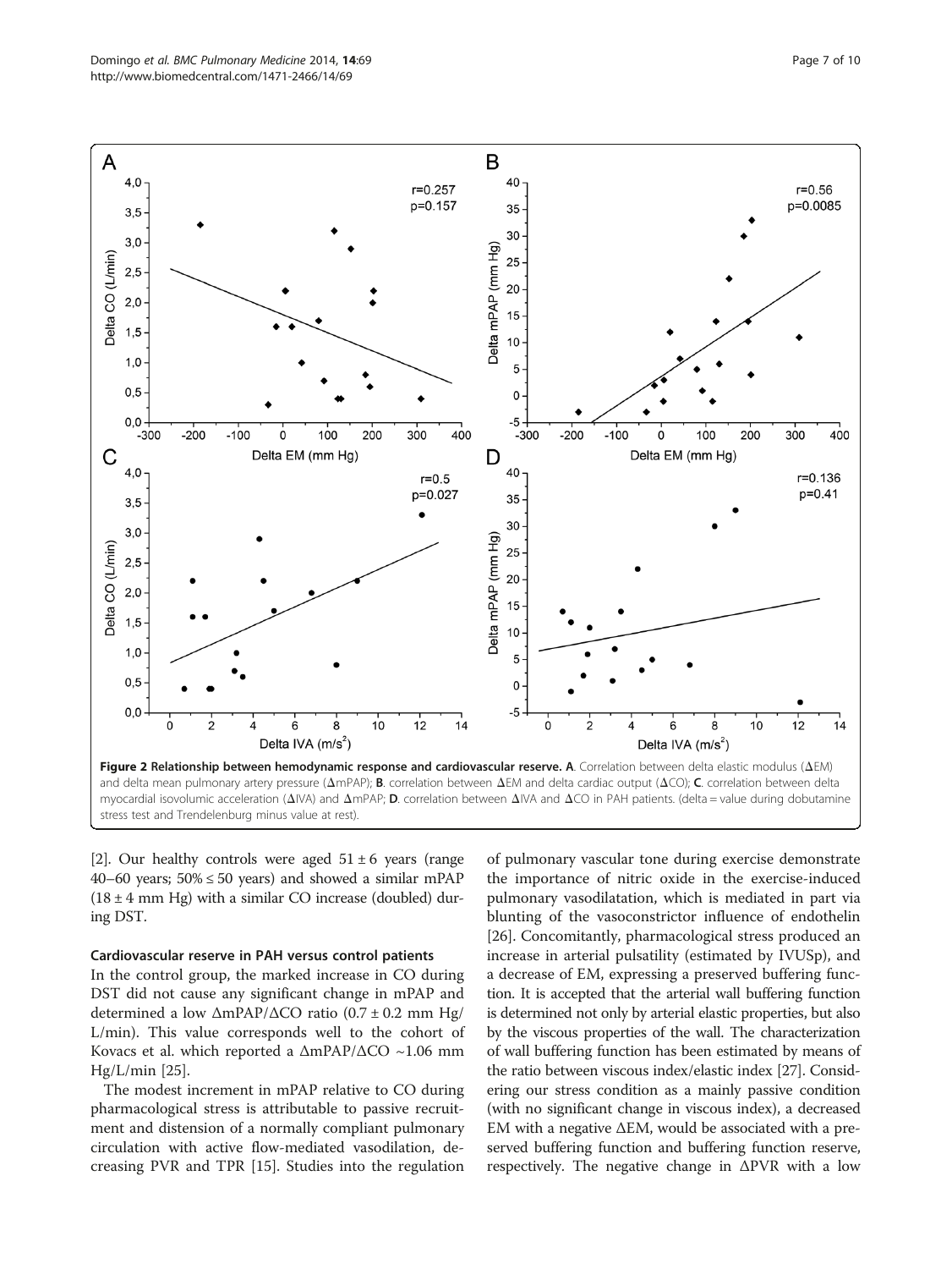Figure 2 Relationship between hemodynamic response and cardiovascular reserve. A. Correlation between delta elastic modulus (ΔEM) and delta mean pulmonary artery pressure (ΔmPAP); B. correlation between ΔEM and delta cardiac output (ΔCO); C. correlation between delta myocardial isovolumic acceleration (ΔIVA) and ΔmPAP; D. correlation between ΔIVA and ΔCO in PAH patients. (delta = value during dobutamine stress test and Trendelenburg minus value at rest).

[2]. Our healthy controls were aged 51 ± 6 years (range 40–60 years; 50% ≤ 50 years) and showed a similar mPAP (18 ± 4 mm Hg) with a similar CO increase (doubled) during DST.

### Cardiovascular reserve in PAH versus control patients

In the control group, the marked increase in CO during DST did not cause any significant change in mPAP and determined a low ΔmPAP/ΔCO ratio (0.7 ± 0.2 mm Hg/L/min). This value corresponds well to the cohort of Kovacs et al. which reported a ΔmPAP/ΔCO ~1.06 mm Hg/L/min [25].

The modest increment in mPAP relative to CO during pharmacological stress is attributable to passive recruitment and distension of a normally compliant pulmonary circulation with active flow-mediated vasodilation, decreasing PVR and TPR [15]. Studies into the regulation of pulmonary vascular tone during exercise demonstrate the importance of nitric oxide in the exercise-induced pulmonary vasodilatation, which is mediated in part via blunting of the vasoconstrictor influence of endothelin [26]. Concomitantly, pharmacological stress produced an increase in arterial pulsatility (estimated by IVUSp), and a decrease of EM, expressing a preserved buffering function. It is accepted that the arterial wall buffering function is determined not only by arterial elastic properties, but also by the viscous properties of the wall. The characterization of wall buffering function has been estimated by means of the ratio between viscous index/elastic index [27]. Considering our stress condition as a mainly passive condition (with no significant change in viscous index), a decreased EM with a negative ΔEM, would be associated with a preserved buffering function and buffering function reserve, respectively. The negative change in ΔPVR with a low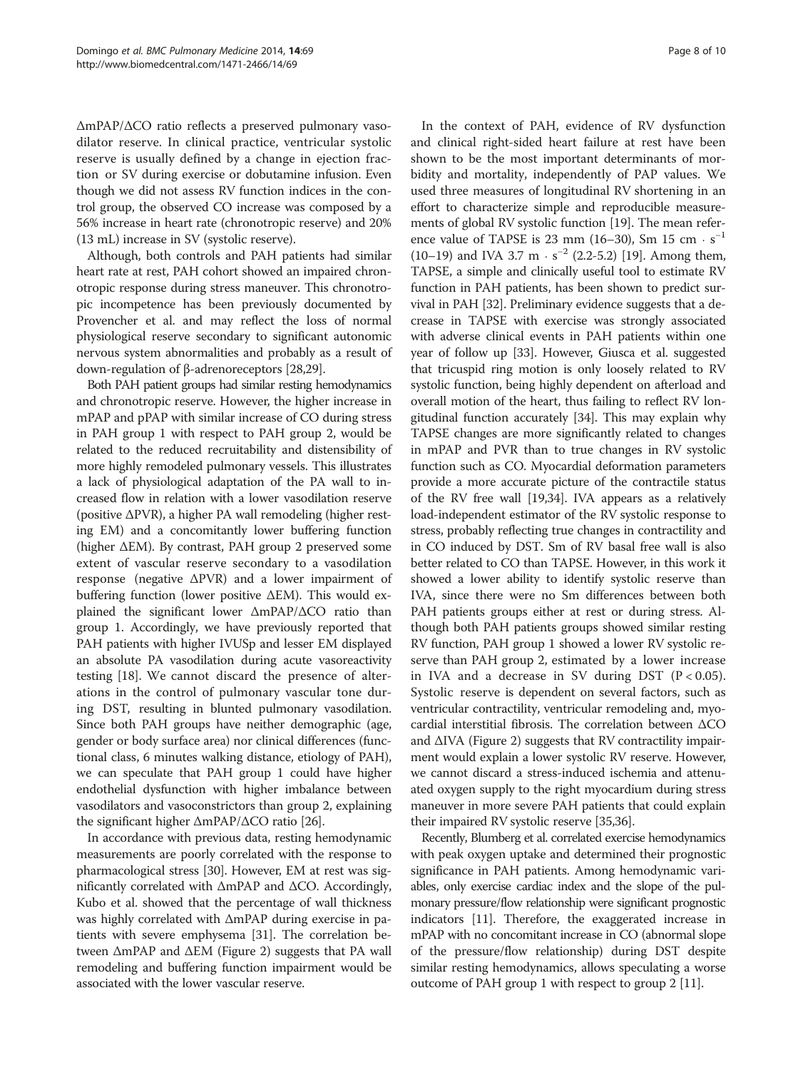ΔmPAP/ΔCO ratio reflects a preserved pulmonary vasodilator reserve. In clinical practice, ventricular systolic reserve is usually defined by a change in ejection fraction or SV during exercise or dobutamine infusion. Even though we did not assess RV function indices in the control group, the observed CO increase was composed by a 56% increase in heart rate (chronotropic reserve) and 20% (13 mL) increase in SV (systolic reserve).

Although, both controls and PAH patients had similar heart rate at rest, PAH cohort showed an impaired chronotropic response during stress maneuver. This chronotropic incompetence has been previously documented by Provencher et al. and may reflect the loss of normal physiological reserve secondary to significant autonomic nervous system abnormalities and probably as a result of down-regulation of β-adrenoreceptors [28,29].

Both PAH patient groups had similar resting hemodynamics and chronotropic reserve. However, the higher increase in mPAP and pPAP with similar increase of CO during stress in PAH group 1 with respect to PAH group 2, would be related to the reduced recruitability and distensibility of more highly remodeled pulmonary vessels. This illustrates a lack of physiological adaptation of the PA wall to increased flow in relation with a lower vasodilation reserve (positive ΔPVR), a higher PA wall remodeling (higher resting EM) and a concomitantly lower buffering function (higher ΔEM). By contrast, PAH group 2 preserved some extent of vascular reserve secondary to a vasodilation response (negative ΔPVR) and a lower impairment of buffering function (lower positive ΔEM). This would explained the significant lower ΔmPAP/ΔCO ratio than group 1. Accordingly, we have previously reported that PAH patients with higher IVUSp and lesser EM displayed an absolute PA vasodilation during acute vasoreactivity testing [18]. We cannot discard the presence of alterations in the control of pulmonary vascular tone during DST, resulting in blunted pulmonary vasodilation. Since both PAH groups have neither demographic (age, gender or body surface area) nor clinical differences (functional class, 6 minutes walking distance, etiology of PAH), we can speculate that PAH group 1 could have higher endothelial dysfunction with higher imbalance between vasodilators and vasoconstrictors than group 2, explaining the significant higher ΔmPAP/ΔCO ratio [26].

In accordance with previous data, resting hemodynamic measurements are poorly correlated with the response to pharmacological stress [30]. However, EM at rest was significantly correlated with ΔmPAP and ΔCO. Accordingly, Kubo et al. showed that the percentage of wall thickness was highly correlated with ΔmPAP during exercise in patients with severe emphysema [31]. The correlation between ΔmPAP and ΔEM (Figure 2) suggests that PA wall remodeling and buffering function impairment would be associated with the lower vascular reserve.

In the context of PAH, evidence of RV dysfunction and clinical right-sided heart failure at rest have been shown to be the most important determinants of morbidity and mortality, independently of PAP values. We used three measures of longitudinal RV shortening in an effort to characterize simple and reproducible measurements of global RV systolic function [19]. The mean reference value of TAPSE is 23 mm (16–30), Sm 15 cm $\cdot$ $s^{-1}$ (10–19) and IVA 3.7 m $\cdot$ $s^{-2}$ (2.2-5.2) [19]. Among them, TAPSE, a simple and clinically useful tool to estimate RV function in PAH patients, has been shown to predict survival in PAH [32]. Preliminary evidence suggests that a decrease in TAPSE with exercise was strongly associated with adverse clinical events in PAH patients within one year of follow up [33]. However, Giusca et al. suggested that tricuspid ring motion is only loosely related to RV systolic function, being highly dependent on afterload and overall motion of the heart, thus failing to reflect RV longitudinal function accurately [34]. This may explain why TAPSE changes are more significantly related to changes in mPAP and PVR than to true changes in RV systolic function such as CO. Myocardial deformation parameters provide a more accurate picture of the contractile status of the RV free wall [19,34]. IVA appears as a relatively load-independent estimator of the RV systolic response to stress, probably reflecting true changes in contractility and in CO induced by DST. Sm of RV basal free wall is also better related to CO than TAPSE. However, in this work it showed a lower ability to identify systolic reserve than IVA, since there were no Sm differences between both PAH patients groups either at rest or during stress. Although both PAH patients groups showed similar resting RV function, PAH group 1 showed a lower RV systolic reserve than PAH group 2, estimated by a lower increase in IVA and a decrease in SV during DST ($P < 0.05$). Systolic reserve is dependent on several factors, such as ventricular contractility, ventricular remodeling and, myocardial interstitial fibrosis. The correlation between ΔCO and ΔIVA (Figure 2) suggests that RV contractility impairment would explain a lower systolic RV reserve. However, we cannot discard a stress-induced ischemia and attenuated oxygen supply to the right myocardium during stress maneuver in more severe PAH patients that could explain their impaired RV systolic reserve [35,36].

Recently, Blumberg et al. correlated exercise hemodynamics with peak oxygen uptake and determined their prognostic significance in PAH patients. Among hemodynamic variables, only exercise cardiac index and the slope of the pulmonary pressure/flow relationship were significant prognostic indicators [11]. Therefore, the exaggerated increase in mPAP with no concomitant increase in CO (abnormal slope of the pressure/flow relationship) during DST despite similar resting hemodynamics, allows speculating a worse outcome of PAH group 1 with respect to group 2 [11].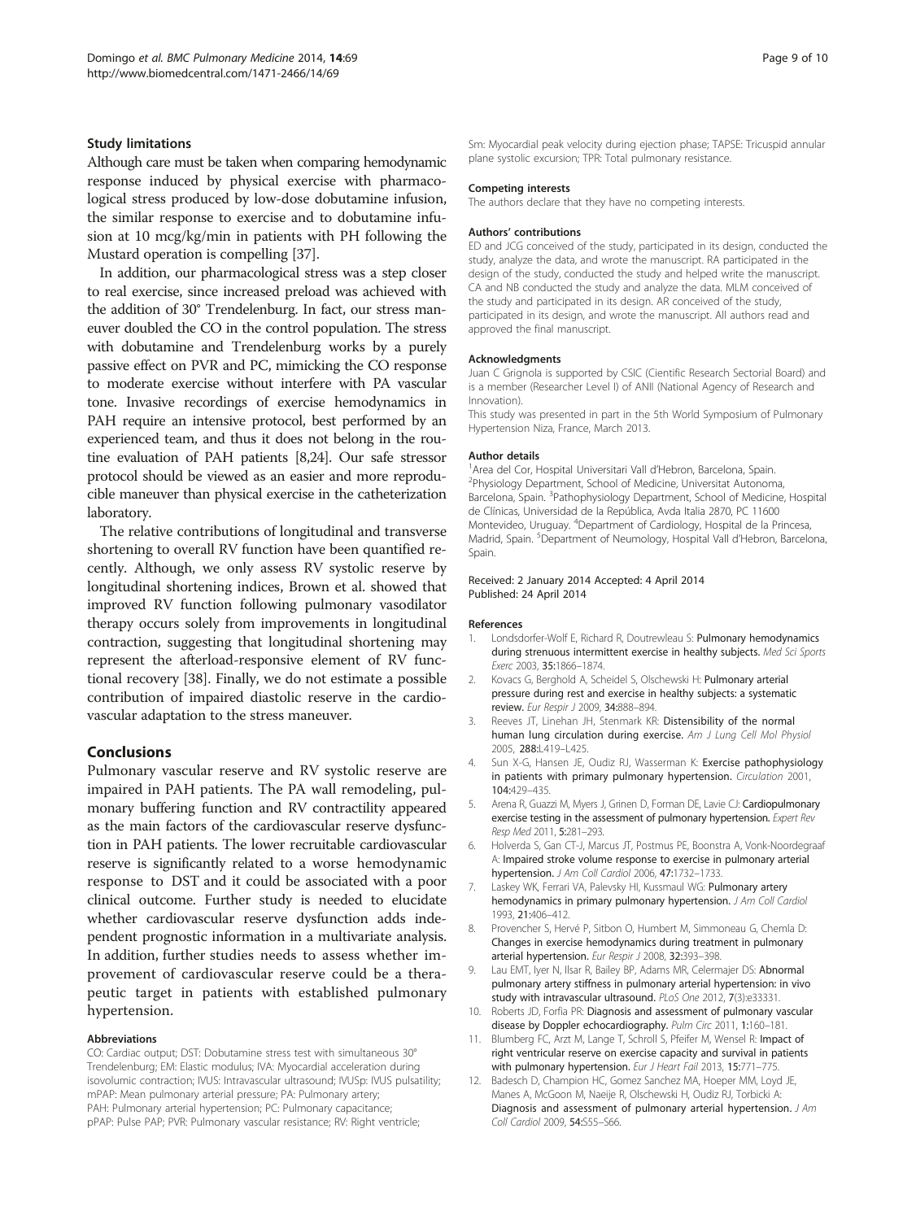### Study limitations

Although care must be taken when comparing hemodynamic response induced by physical exercise with pharmacological stress produced by low-dose dobutamine infusion, the similar response to exercise and to dobutamine infusion at 10 mcg/kg/min in patients with PH following the Mustard operation is compelling [37].

In addition, our pharmacological stress was a step closer to real exercise, since increased preload was achieved with the addition of 30° Trendelenburg. In fact, our stress maneuver doubled the CO in the control population. The stress with dobutamine and Trendelenburg works by a purely passive effect on PVR and PC, mimicking the CO response to moderate exercise without interfere with PA vascular tone. Invasive recordings of exercise hemodynamics in PAH require an intensive protocol, best performed by an experienced team, and thus it does not belong in the routine evaluation of PAH patients [8,24]. Our safe stressor protocol should be viewed as an easier and more reproducible maneuver than physical exercise in the catheterization laboratory.

The relative contributions of longitudinal and transverse shortening to overall RV function have been quantified recently. Although, we only assess RV systolic reserve by longitudinal shortening indices, Brown et al. showed that improved RV function following pulmonary vasodilator therapy occurs solely from improvements in longitudinal contraction, suggesting that longitudinal shortening may represent the afterload-responsive element of RV functional recovery [38]. Finally, we do not estimate a possible contribution of impaired diastolic reserve in the cardiovascular adaptation to the stress maneuver.

## Conclusions

Pulmonary vascular reserve and RV systolic reserve are impaired in PAH patients. The PA wall remodeling, pulmonary buffering function and RV contractility appeared as the main factors of the cardiovascular reserve dysfunction in PAH patients. The lower recruitable cardiovascular reserve is significantly related to a worse hemodynamic response to DST and it could be associated with a poor clinical outcome. Further study is needed to elucidate whether cardiovascular reserve dysfunction adds independent prognostic information in a multivariate analysis. In addition, further studies needs to assess whether improvement of cardiovascular reserve could be a therapeutic target in patients with established pulmonary hypertension.

#### Abbreviations

CO: Cardiac output; DST: Dobutamine stress test with simultaneous 30° Trendelenburg; EM: Elastic modulus; IVA: Myocardial acceleration during isovolumic contraction; IVUS: Intravascular ultrasound; IVUSp: IVUS pulsatility; mPAP: Mean pulmonary arterial pressure; PA: Pulmonary artery; PAH: Pulmonary arterial hypertension; PC: Pulmonary capacitance; pPAP: Pulse PAP; PVR: Pulmonary vascular resistance; RV: Right ventricle; Sm: Myocardial peak velocity during ejection phase; TAPSE: Tricuspid annular plane systolic excursion; TPR: Total pulmonary resistance.

#### Competing interests

The authors declare that they have no competing interests.

#### Authors' contributions

ED and JCG conceived of the study, participated in its design, conducted the study, analyze the data, and wrote the manuscript. RA participated in the design of the study, conducted the study and helped write the manuscript. CA and NB conducted the study and analyze the data. MLM conceived of the study and participated in its design. AR conceived of the study, participated in its design, and wrote the manuscript. All authors read and approved the final manuscript.

#### Acknowledgments

Juan C Grignola is supported by CSIC (Cientific Research Sectorial Board) and is a member (Researcher Level I) of ANII (National Agency of Research and Innovation).

This study was presented in part in the 5th World Symposium of Pulmonary Hypertension Niza, France, March 2013.

#### Author details

[1]Area del Cor, Hospital Universitari Vall d'Hebron, Barcelona, Spain. [2]Physiology Department, School of Medicine, Universitat Autonoma, Barcelona, Spain. [3]Pathophysiology Department, School of Medicine, Hospital de Clínicas, Universidad de la República, Avda Italia 2870, PC 11600 Montevideo, Uruguay. [4]Department of Cardiology, Hospital de la Princesa, Madrid, Spain. [5]Department of Neumology, Hospital Vall d'Hebron, Barcelona, Spain.

Received: 2 January 2014 Accepted: 4 April 2014
Published: 24 April 2014

#### References

1. Londsdorfer-Wolf E, Richard R, Doutrewleau S: Pulmonary hemodynamics during strenuous intermittent exercise in healthy subjects. *Med Sci Sports Exerc* 2003, 35:1866–1874.
2. Kovacs G, Berghold A, Scheidel S, Olschewski H: Pulmonary arterial pressure during rest and exercise in healthy subjects: a systematic review. *Eur Respir J* 2009, 34:888–894.
3. Reeves JT, Linehan JH, Stenmark KR: Distensibility of the normal human lung circulation during exercise. *Am J Lung Cell Mol Physiol* 2005, 288:L419–L425.
4. Sun X-G, Hansen JE, Oudiz RJ, Wasserman K: Exercise pathophysiology in patients with primary pulmonary hypertension. *Circulation* 2001, 104:429–435.
5. Arena R, Guazzi M, Myers J, Grinen D, Forman DE, Lavie CJ: Cardiopulmonary exercise testing in the assessment of pulmonary hypertension. *Expert Rev Resp Med* 2011, 5:281–293.
6. Holverda S, Gan CT-J, Marcus JT, Postmus PE, Boonstra A, Vonk-Noordegraaf A: Impaired stroke volume response to exercise in pulmonary arterial hypertension. *J Am Coll Cardiol* 2006, 47:1732–1733.
7. Laskey WK, Ferrari VA, Palevsky HI, Kussmaul WG: Pulmonary artery hemodynamics in primary pulmonary hypertension. *J Am Coll Cardiol* 1993, 21:406–412.
8. Provencher S, Hervé P, Sitbon O, Humbert M, Simmoneau G, Chemla D: Changes in exercise hemodynamics during treatment in pulmonary arterial hypertension. *Eur Respir J* 2008, 32:393–398.
9. Lau EMT, Iyer N, Ilsar R, Bailey BP, Adams MR, Celermajer DS: Abnormal pulmonary artery stiffness in pulmonary arterial hypertension: in vivo study with intravascular ultrasound. *PLoS One* 2012, 7(3):e33331.
10. Roberts JD, Forfia PR: Diagnosis and assessment of pulmonary vascular disease by Doppler echocardiography. *Pulm Circ* 2011, 1:160–181.
11. Blumberg FC, Arzt M, Lange T, Schroll S, Pfeifer M, Wensel R: Impact of right ventricular reserve on exercise capacity and survival in patients with pulmonary hypertension. *Eur J Heart Fail* 2013, 15:771–775.
12. Badesch D, Champion HC, Gomez Sanchez MA, Hoeper MM, Loyd JE, Manes A, McGoon M, Naeije R, Olschewski H, Oudiz RJ, Torbicki A: Diagnosis and assessment of pulmonary arterial hypertension. *J Am Coll Cardiol* 2009, 54:S55–S66.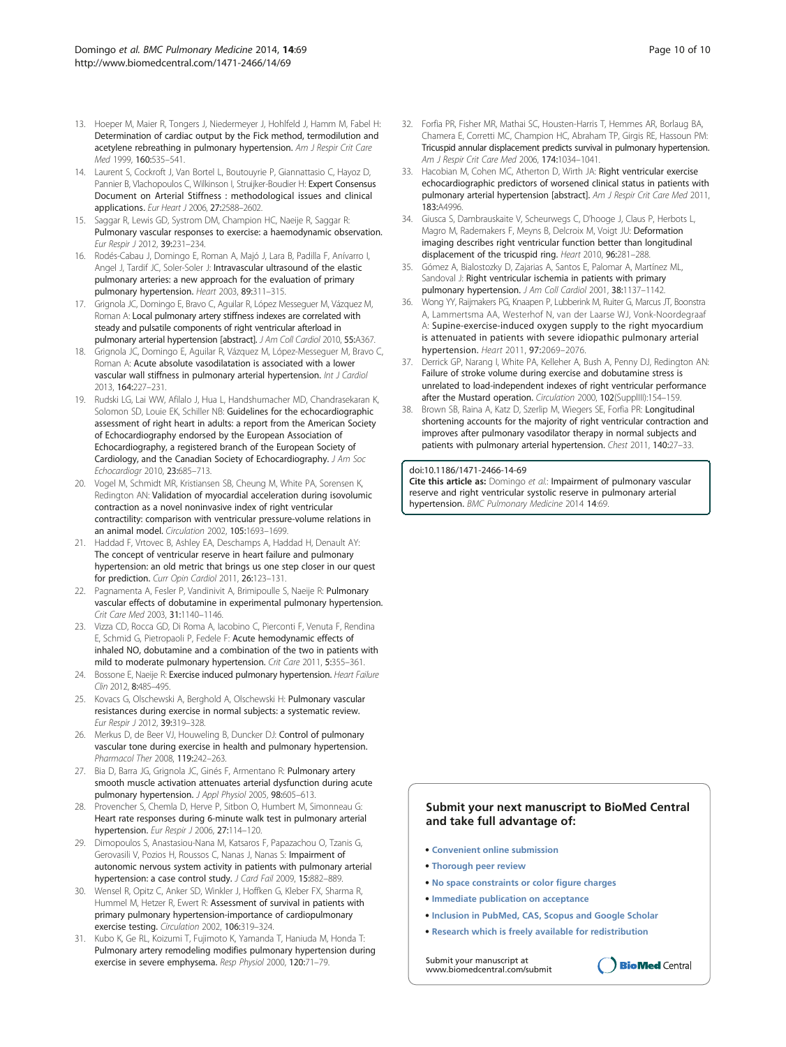13. Hoeper M, Maier R, Tongers J, Niedermeyer J, Hohlfeld J, Hamm M, Fabel H: **Determination of cardiac output by the Fick method, termodilution and acetylene rebreathing in pulmonary hypertension.** *Am J Respir Crit Care Med* 1999, **160:**535–541.
14. Laurent S, Cockroft J, Van Bortel L, Boutouyrie P, Giannattasio C, Hayoz D, Pannier B, Vlachopoulos C, Wilkinson I, Struijker-Boudier H: **Expert Consensus Document on Arterial Stiffness : methodological issues and clinical applications.** *Eur Heart J* 2006, **27:**2588–2602.
15. Saggar R, Lewis GD, Systrom DM, Champion HC, Naeije R, Saggar R: **Pulmonary vascular responses to exercise: a haemodynamic observation.** *Eur Respir J* 2012, **39:**231–234.
16. Rodés-Cabau J, Domingo E, Roman A, Majó J, Lara B, Padilla F, Anívarro I, Angel J, Tardif JC, Soler-Soler J: **Intravascular ultrasound of the elastic pulmonary arteries: a new approach for the evaluation of primary pulmonary hypertension.** *Heart* 2003, **89:**311–315.
17. Grignola JC, Domingo E, Bravo C, Aguilar R, López Messeguer M, Vázquez M, Roman A: **Local pulmonary artery stiffness indexes are correlated with steady and pulsatile components of right ventricular afterload in pulmonary arterial hypertension [abstract].** *J Am Coll Cardiol* 2010, **55:**A367.
18. Grignola JC, Domingo E, Aguilar R, Vázquez M, López-Messeguer M, Bravo C, Roman A: **Acute absolute vasodilatation is associated with a lower vascular wall stiffness in pulmonary arterial hypertension.** *Int J Cardiol* 2013, **164:**227–231.
19. Rudski LG, Lai WW, Afilalo J, Hua L, Handshumacher MD, Chandrasekaran K, Solomon SD, Louie EK, Schiller NB: **Guidelines for the echocardiographic assessment of right heart in adults: a report from the American Society of Echocardiography endorsed by the European Association of Echocardiography, a registered branch of the European Society of Cardiology, and the Canadian Society of Echocardiography.** *J Am Soc Echocardiogr* 2010, **23:**685–713.
20. Vogel M, Schmidt MR, Kristiansen SB, Cheung M, White PA, Sorensen K, Redington AN: **Validation of myocardial acceleration during isovolumic contraction as a novel noninvasive index of right ventricular contractility: comparison with ventricular pressure-volume relations in an animal model.** *Circulation* 2002, **105:**1693–1699.
21. Haddad F, Vrtovec B, Ashley EA, Deschamps A, Haddad H, Denault AY: **The concept of ventricular reserve in heart failure and pulmonary hypertension: an old metric that brings us one step closer in our quest for prediction.** *Curr Opin Cardiol* 2011, **26:**123–131.
22. Pagnamenta A, Fesler P, Vandinivit A, Brimipoulle S, Naeije R: **Pulmonary vascular effects of dobutamine in experimental pulmonary hypertension.** *Crit Care Med* 2003, **31:**1140–1146.
23. Vizza CD, Rocca GD, Di Roma A, Iacobino C, Pierconti F, Venuta F, Rendina E, Schmid G, Pietropaoli P, Fedele F: **Acute hemodynamic effects of inhaled NO, dobutamine and a combination of the two in patients with mild to moderate pulmonary hypertension.** *Crit Care* 2011, **5:**355–361.
24. Bossone E, Naeije R: **Exercise induced pulmonary hypertension.** *Heart Failure Clin* 2012, **8:**485–495.
25. Kovacs G, Olschewski A, Berghold A, Olschewski H: **Pulmonary vascular resistances during exercise in normal subjects: a systematic review.** *Eur Respir J* 2012, **39:**319–328.
26. Merkus D, de Beer VJ, Houweling B, Duncker DJ: **Control of pulmonary vascular tone during exercise in health and pulmonary hypertension.** *Pharmacol Ther* 2008, **119:**242–263.
27. Bia D, Barra JG, Grignola JC, Ginés F, Armentano R: **Pulmonary artery smooth muscle activation attenuates arterial dysfunction during acute pulmonary hypertension.** *J Appl Physiol* 2005, **98:**605–613.
28. Provencher S, Chemla D, Herve P, Sitbon O, Humbert M, Simonneau G: **Heart rate responses during 6-minute walk test in pulmonary arterial hypertension.** *Eur Respir J* 2006, **27:**114–120.
29. Dimopoulos S, Anastasiou-Nana M, Katsaros F, Papazachou O, Tzanis G, Gerovasili V, Pozios H, Roussos C, Nanas J, Nanas S: **Impairment of autonomic nervous system activity in patients with pulmonary arterial hypertension: a case control study.** *J Card Fail* 2009, **15:**882–889.
30. Wensel R, Opitz C, Anker SD, Winkler J, Hoffken G, Kleber FX, Sharma R, Hummel M, Hetzer R, Ewert R: **Assessment of survival in patients with primary pulmonary hypertension-importance of cardiopulmonary exercise testing.** *Circulation* 2002, **106:**319–324.
31. Kubo K, Ge RL, Koizumi T, Fujimoto K, Yamanda T, Haniuda M, Honda T: **Pulmonary artery remodeling modifies pulmonary hypertension during exercise in severe emphysema.** *Resp Physiol* 2000, **120:**71–79.
32. Forfia PR, Fisher MR, Mathai SC, Housten-Harris T, Hemmes AR, Borlaug BA, Chamera E, Corretti MC, Champion HC, Abraham TP, Girgis RE, Hassoun PM: **Tricuspid annular displacement predicts survival in pulmonary hypertension.** *Am J Respir Crit Care Med* 2006, **174:**1034–1041.
33. Hacobian M, Cohen MC, Atherton D, Wirth JA: **Right ventricular exercise echocardiographic predictors of worsened clinical status in patients with pulmonary arterial hypertension [abstract].** *Am J Respir Crit Care Med* 2011, **183:**A4996.
34. Giusca S, Dambrauskaite V, Scheurwegs C, D'hooge J, Claus P, Herbots L, Magro M, Rademakers F, Meyns B, Delcroix M, Voigt JU: **Deformation imaging describes right ventricular function better than longitudinal displacement of the tricuspid ring.** *Heart* 2010, **96:**281–288.
35. Gómez A, Bialostozky D, Zajarias A, Santos E, Palomar A, Martínez ML, Sandoval J: **Right ventricular ischemia in patients with primary pulmonary hypertension.** *J Am Coll Cardiol* 2001, **38:**1137–1142.
36. Wong YY, Raijmakers PG, Knaapen P, Lubberink M, Ruiter G, Marcus JT, Boonstra A, Lammertsma AA, Westerhof N, van der Laarse WJ, Vonk-Noordegraaf A: **Supine-exercise-induced oxygen supply to the right myocardium is attenuated in patients with severe idiopathic pulmonary arterial hypertension.** *Heart* 2011, **97:**2069–2076.
37. Derrick GP, Narang I, White PA, Kelleher A, Bush A, Penny DJ, Redington AN: **Failure of stroke volume during exercise and dobutamine stress is unrelated to load-independent indexes of right ventricular performance after the Mustard operation.** *Circulation* 2000, **102**(SupplIII):154–159.
38. Brown SB, Raina A, Katz D, Szerlip M, Wiegers SE, Forfia PR: **Longitudinal shortening accounts for the majority of right ventricular contraction and improves after pulmonary vasodilator therapy in normal subjects and patients with pulmonary arterial hypertension.** *Chest* 2011, **140:**27–33.

doi:10.1186/1471-2466-14-69
**Cite this article as:** Domingo *et al.*: Impairment of pulmonary vascular reserve and right ventricular systolic reserve in pulmonary arterial hypertension. *BMC Pulmonary Medicine* 2014 **14**:69.

**Submit your next manuscript to BioMed Central and take full advantage of:**

- **Convenient online submission**
- **Thorough peer review**
- **No space constraints or color figure charges**
- **Immediate publication on acceptance**
- **Inclusion in PubMed, CAS, Scopus and Google Scholar**
- **Research which is freely available for redistribution**

Submit your manuscript at
www.biomedcentral.com/submit

BioMed Central